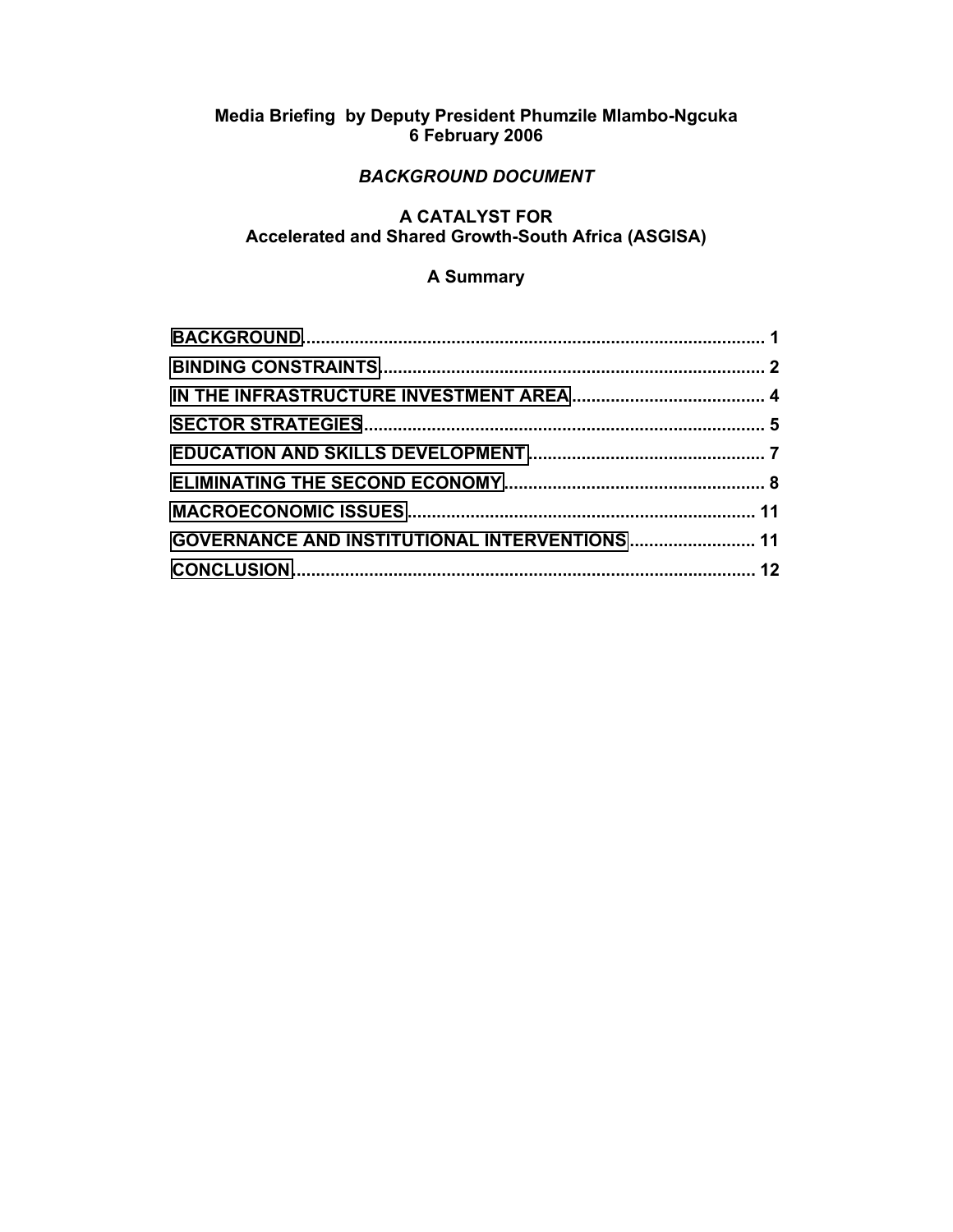**Media Briefing by Deputy President Phumzile Mlambo-Ngcuka**
**6 February 2006**

***BACKGROUND DOCUMENT***

**A CATALYST FOR**
**Accelerated and Shared Growth-South Africa (ASGISA)**

**A Summary**

| | |
|---|---|
| BACKGROUND | 1 |
| BINDING CONSTRAINTS | 2 |
| IN THE INFRASTRUCTURE INVESTMENT AREA | 4 |
| SECTOR STRATEGIES | 5 |
| EDUCATION AND SKILLS DEVELOPMENT | 7 |
| ELIMINATING THE SECOND ECONOMY | 8 |
| MACROECONOMIC ISSUES | 11 |
| GOVERNANCE AND INSTITUTIONAL INTERVENTIONS | 11 |
| CONCLUSION | 12 |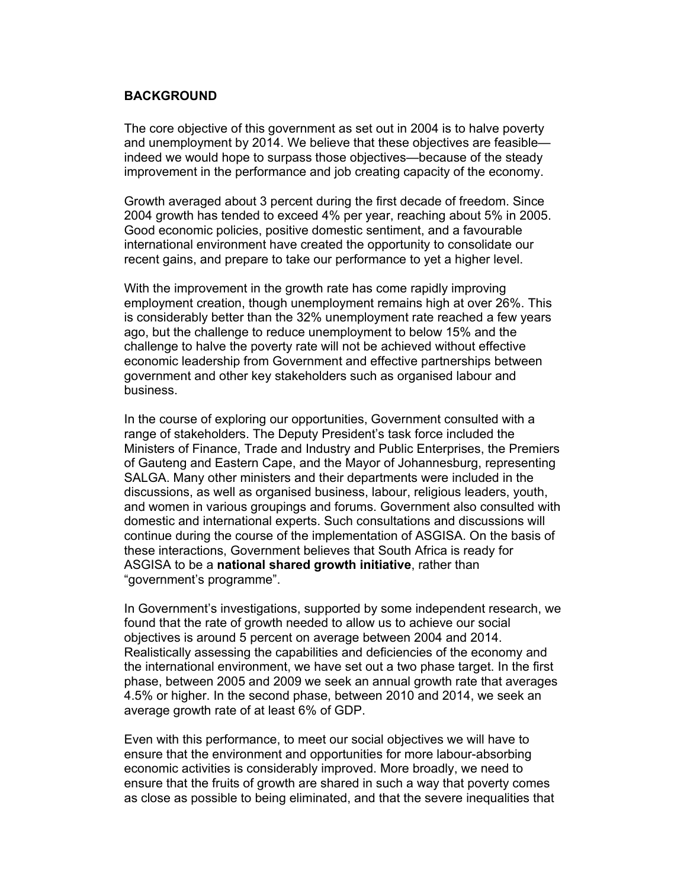**BACKGROUND**

The core objective of this government as set out in 2004 is to halve poverty and unemployment by 2014. We believe that these objectives are feasible—indeed we would hope to surpass those objectives—because of the steady improvement in the performance and job creating capacity of the economy.

Growth averaged about 3 percent during the first decade of freedom. Since 2004 growth has tended to exceed 4% per year, reaching about 5% in 2005. Good economic policies, positive domestic sentiment, and a favourable international environment have created the opportunity to consolidate our recent gains, and prepare to take our performance to yet a higher level.

With the improvement in the growth rate has come rapidly improving employment creation, though unemployment remains high at over 26%. This is considerably better than the 32% unemployment rate reached a few years ago, but the challenge to reduce unemployment to below 15% and the challenge to halve the poverty rate will not be achieved without effective economic leadership from Government and effective partnerships between government and other key stakeholders such as organised labour and business.

In the course of exploring our opportunities, Government consulted with a range of stakeholders. The Deputy President's task force included the Ministers of Finance, Trade and Industry and Public Enterprises, the Premiers of Gauteng and Eastern Cape, and the Mayor of Johannesburg, representing SALGA. Many other ministers and their departments were included in the discussions, as well as organised business, labour, religious leaders, youth, and women in various groupings and forums. Government also consulted with domestic and international experts. Such consultations and discussions will continue during the course of the implementation of ASGISA. On the basis of these interactions, Government believes that South Africa is ready for ASGISA to be a **national shared growth initiative**, rather than "government's programme".

In Government's investigations, supported by some independent research, we found that the rate of growth needed to allow us to achieve our social objectives is around 5 percent on average between 2004 and 2014. Realistically assessing the capabilities and deficiencies of the economy and the international environment, we have set out a two phase target. In the first phase, between 2005 and 2009 we seek an annual growth rate that averages 4.5% or higher. In the second phase, between 2010 and 2014, we seek an average growth rate of at least 6% of GDP.

Even with this performance, to meet our social objectives we will have to ensure that the environment and opportunities for more labour-absorbing economic activities is considerably improved. More broadly, we need to ensure that the fruits of growth are shared in such a way that poverty comes as close as possible to being eliminated, and that the severe inequalities that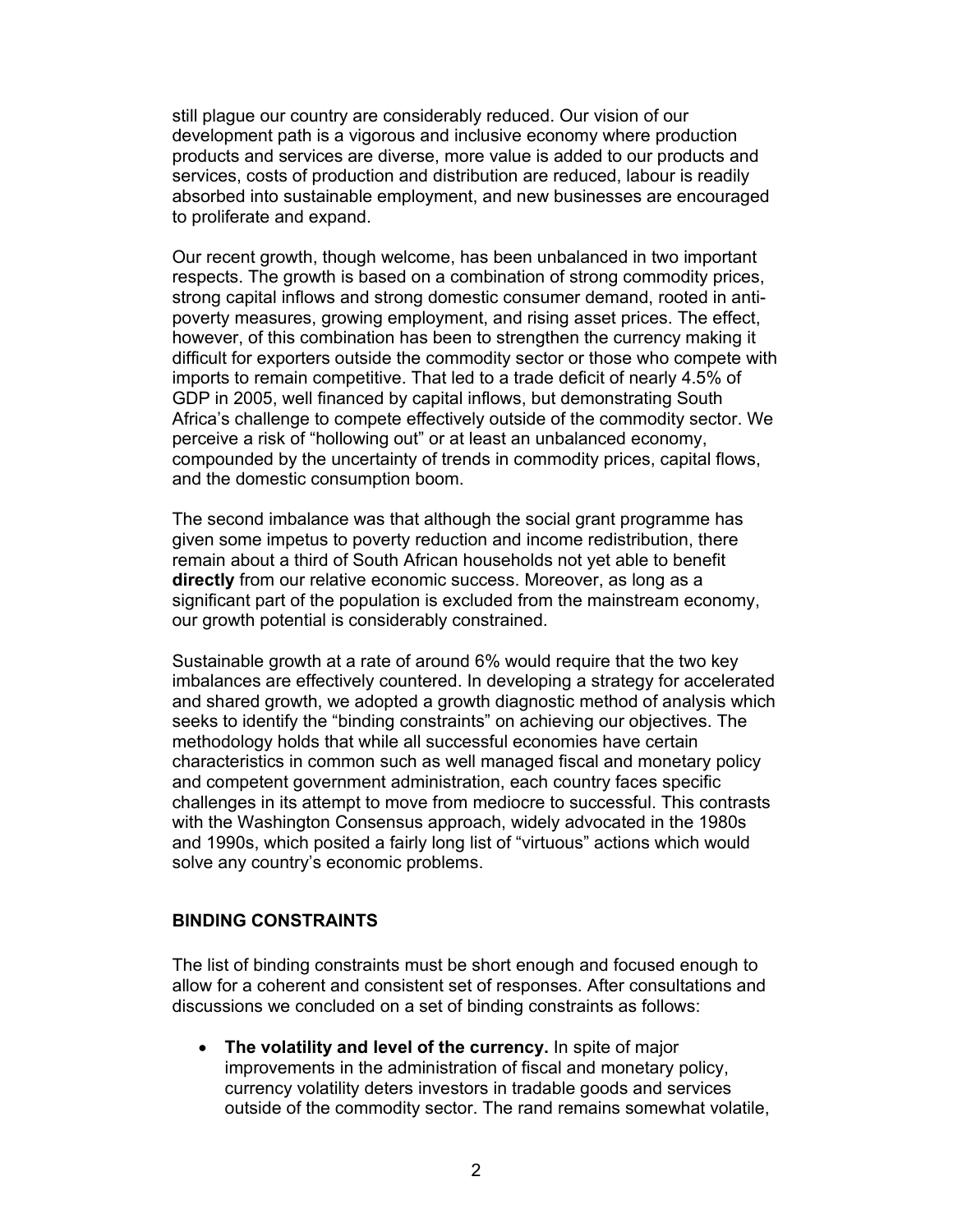still plague our country are considerably reduced. Our vision of our development path is a vigorous and inclusive economy where production products and services are diverse, more value is added to our products and services, costs of production and distribution are reduced, labour is readily absorbed into sustainable employment, and new businesses are encouraged to proliferate and expand.

Our recent growth, though welcome, has been unbalanced in two important respects. The growth is based on a combination of strong commodity prices, strong capital inflows and strong domestic consumer demand, rooted in anti-poverty measures, growing employment, and rising asset prices. The effect, however, of this combination has been to strengthen the currency making it difficult for exporters outside the commodity sector or those who compete with imports to remain competitive. That led to a trade deficit of nearly 4.5% of GDP in 2005, well financed by capital inflows, but demonstrating South Africa's challenge to compete effectively outside of the commodity sector. We perceive a risk of "hollowing out" or at least an unbalanced economy, compounded by the uncertainty of trends in commodity prices, capital flows, and the domestic consumption boom.

The second imbalance was that although the social grant programme has given some impetus to poverty reduction and income redistribution, there remain about a third of South African households not yet able to benefit **directly** from our relative economic success. Moreover, as long as a significant part of the population is excluded from the mainstream economy, our growth potential is considerably constrained.

Sustainable growth at a rate of around 6% would require that the two key imbalances are effectively countered. In developing a strategy for accelerated and shared growth, we adopted a growth diagnostic method of analysis which seeks to identify the "binding constraints" on achieving our objectives. The methodology holds that while all successful economies have certain characteristics in common such as well managed fiscal and monetary policy and competent government administration, each country faces specific challenges in its attempt to move from mediocre to successful. This contrasts with the Washington Consensus approach, widely advocated in the 1980s and 1990s, which posited a fairly long list of "virtuous" actions which would solve any country's economic problems.

## BINDING CONSTRAINTS

The list of binding constraints must be short enough and focused enough to allow for a coherent and consistent set of responses. After consultations and discussions we concluded on a set of binding constraints as follows:

- **The volatility and level of the currency.** In spite of major improvements in the administration of fiscal and monetary policy, currency volatility deters investors in tradable goods and services outside of the commodity sector. The rand remains somewhat volatile,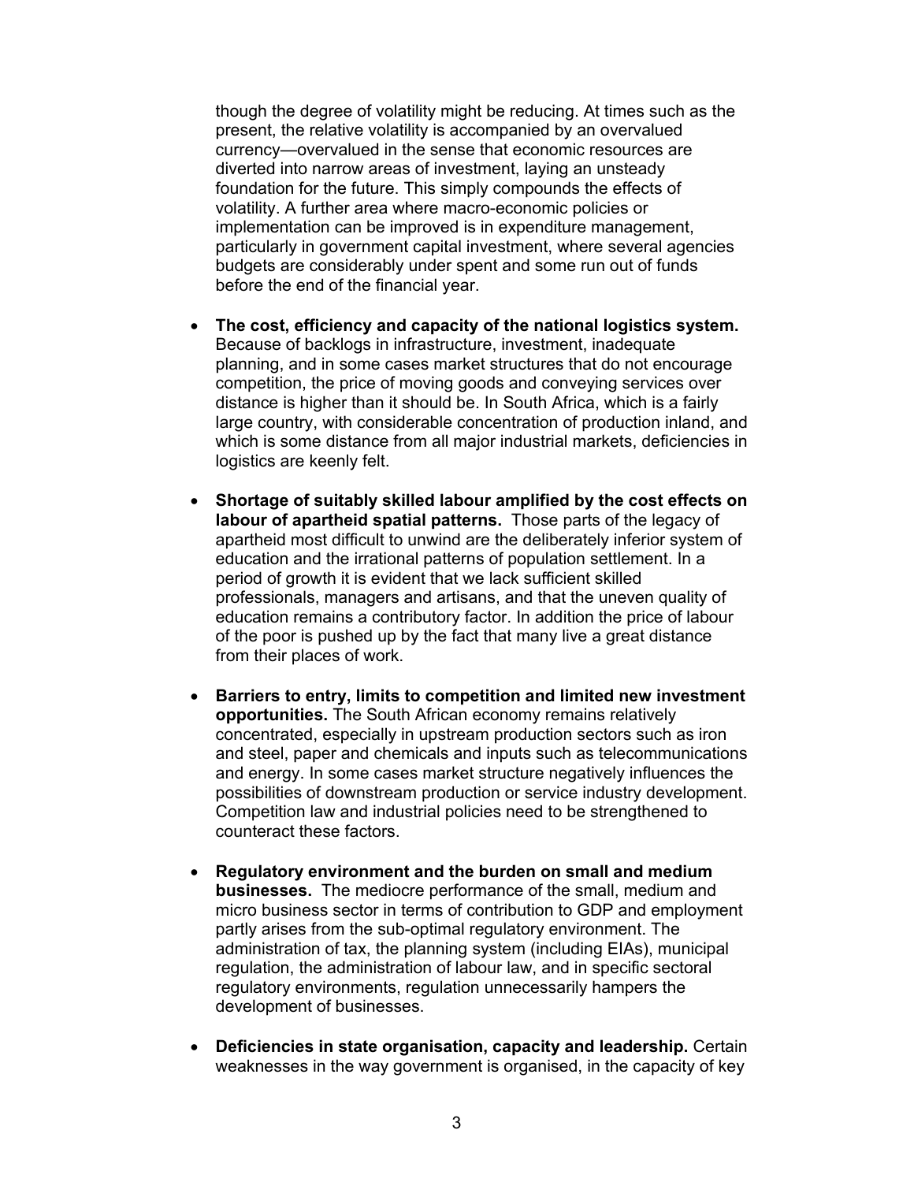though the degree of volatility might be reducing. At times such as the present, the relative volatility is accompanied by an overvalued currency—overvalued in the sense that economic resources are diverted into narrow areas of investment, laying an unsteady foundation for the future. This simply compounds the effects of volatility. A further area where macro-economic policies or implementation can be improved is in expenditure management, particularly in government capital investment, where several agencies budgets are considerably under spent and some run out of funds before the end of the financial year.

- **The cost, efficiency and capacity of the national logistics system.** Because of backlogs in infrastructure, investment, inadequate planning, and in some cases market structures that do not encourage competition, the price of moving goods and conveying services over distance is higher than it should be. In South Africa, which is a fairly large country, with considerable concentration of production inland, and which is some distance from all major industrial markets, deficiencies in logistics are keenly felt.

- **Shortage of suitably skilled labour amplified by the cost effects on labour of apartheid spatial patterns.** Those parts of the legacy of apartheid most difficult to unwind are the deliberately inferior system of education and the irrational patterns of population settlement. In a period of growth it is evident that we lack sufficient skilled professionals, managers and artisans, and that the uneven quality of education remains a contributory factor. In addition the price of labour of the poor is pushed up by the fact that many live a great distance from their places of work.

- **Barriers to entry, limits to competition and limited new investment opportunities.** The South African economy remains relatively concentrated, especially in upstream production sectors such as iron and steel, paper and chemicals and inputs such as telecommunications and energy. In some cases market structure negatively influences the possibilities of downstream production or service industry development. Competition law and industrial policies need to be strengthened to counteract these factors.

- **Regulatory environment and the burden on small and medium businesses.** The mediocre performance of the small, medium and micro business sector in terms of contribution to GDP and employment partly arises from the sub-optimal regulatory environment. The administration of tax, the planning system (including EIAs), municipal regulation, the administration of labour law, and in specific sectoral regulatory environments, regulation unnecessarily hampers the development of businesses.

- **Deficiencies in state organisation, capacity and leadership.** Certain weaknesses in the way government is organised, in the capacity of key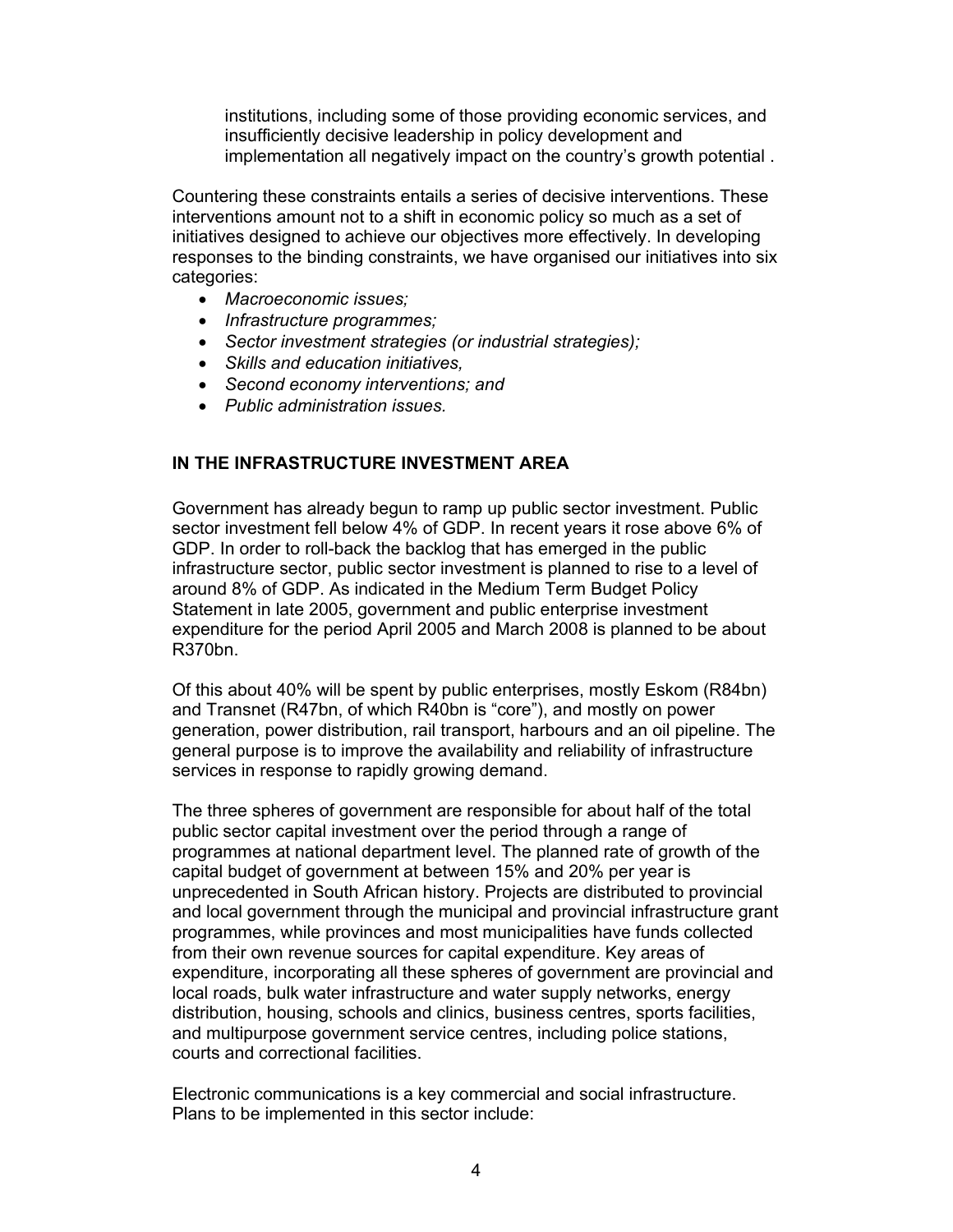institutions, including some of those providing economic services, and insufficiently decisive leadership in policy development and implementation all negatively impact on the country's growth potential .

Countering these constraints entails a series of decisive interventions. These interventions amount not to a shift in economic policy so much as a set of initiatives designed to achieve our objectives more effectively. In developing responses to the binding constraints, we have organised our initiatives into six categories:

- *Macroeconomic issues;*
- *Infrastructure programmes;*
- *Sector investment strategies (or industrial strategies);*
- *Skills and education initiatives,*
- *Second economy interventions; and*
- *Public administration issues.*

## IN THE INFRASTRUCTURE INVESTMENT AREA

Government has already begun to ramp up public sector investment. Public sector investment fell below 4% of GDP. In recent years it rose above 6% of GDP. In order to roll-back the backlog that has emerged in the public infrastructure sector, public sector investment is planned to rise to a level of around 8% of GDP. As indicated in the Medium Term Budget Policy Statement in late 2005, government and public enterprise investment expenditure for the period April 2005 and March 2008 is planned to be about R370bn.

Of this about 40% will be spent by public enterprises, mostly Eskom (R84bn) and Transnet (R47bn, of which R40bn is "core"), and mostly on power generation, power distribution, rail transport, harbours and an oil pipeline. The general purpose is to improve the availability and reliability of infrastructure services in response to rapidly growing demand.

The three spheres of government are responsible for about half of the total public sector capital investment over the period through a range of programmes at national department level. The planned rate of growth of the capital budget of government at between 15% and 20% per year is unprecedented in South African history. Projects are distributed to provincial and local government through the municipal and provincial infrastructure grant programmes, while provinces and most municipalities have funds collected from their own revenue sources for capital expenditure. Key areas of expenditure, incorporating all these spheres of government are provincial and local roads, bulk water infrastructure and water supply networks, energy distribution, housing, schools and clinics, business centres, sports facilities, and multipurpose government service centres, including police stations, courts and correctional facilities.

Electronic communications is a key commercial and social infrastructure. Plans to be implemented in this sector include: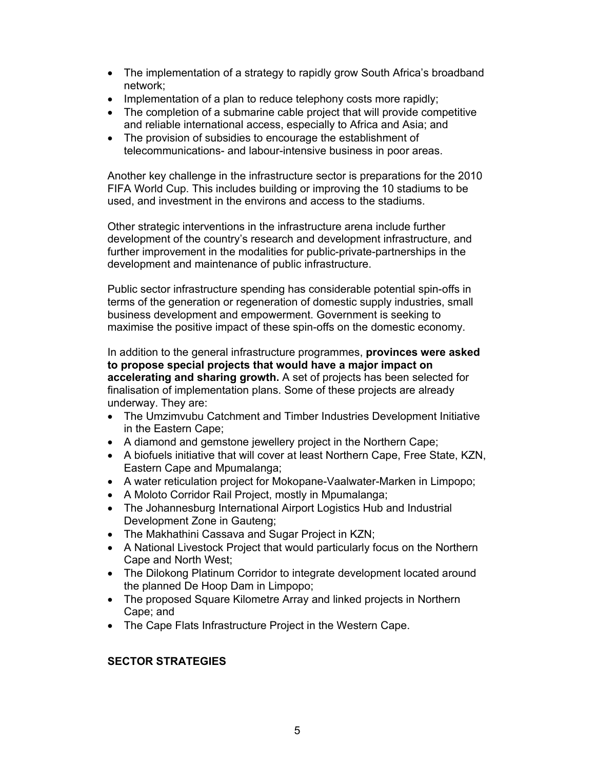- The implementation of a strategy to rapidly grow South Africa's broadband network;
- Implementation of a plan to reduce telephony costs more rapidly;
- The completion of a submarine cable project that will provide competitive and reliable international access, especially to Africa and Asia; and
- The provision of subsidies to encourage the establishment of telecommunications- and labour-intensive business in poor areas.

Another key challenge in the infrastructure sector is preparations for the 2010 FIFA World Cup. This includes building or improving the 10 stadiums to be used, and investment in the environs and access to the stadiums.

Other strategic interventions in the infrastructure arena include further development of the country's research and development infrastructure, and further improvement in the modalities for public-private-partnerships in the development and maintenance of public infrastructure.

Public sector infrastructure spending has considerable potential spin-offs in terms of the generation or regeneration of domestic supply industries, small business development and empowerment. Government is seeking to maximise the positive impact of these spin-offs on the domestic economy.

In addition to the general infrastructure programmes, **provinces were asked to propose special projects that would have a major impact on accelerating and sharing growth.** A set of projects has been selected for finalisation of implementation plans. Some of these projects are already underway. They are:

- The Umzimvubu Catchment and Timber Industries Development Initiative in the Eastern Cape;
- A diamond and gemstone jewellery project in the Northern Cape;
- A biofuels initiative that will cover at least Northern Cape, Free State, KZN, Eastern Cape and Mpumalanga;
- A water reticulation project for Mokopane-Vaalwater-Marken in Limpopo;
- A Moloto Corridor Rail Project, mostly in Mpumalanga;
- The Johannesburg International Airport Logistics Hub and Industrial Development Zone in Gauteng;
- The Makhathini Cassava and Sugar Project in KZN;
- A National Livestock Project that would particularly focus on the Northern Cape and North West;
- The Dilokong Platinum Corridor to integrate development located around the planned De Hoop Dam in Limpopo;
- The proposed Square Kilometre Array and linked projects in Northern Cape; and
- The Cape Flats Infrastructure Project in the Western Cape.

## SECTOR STRATEGIES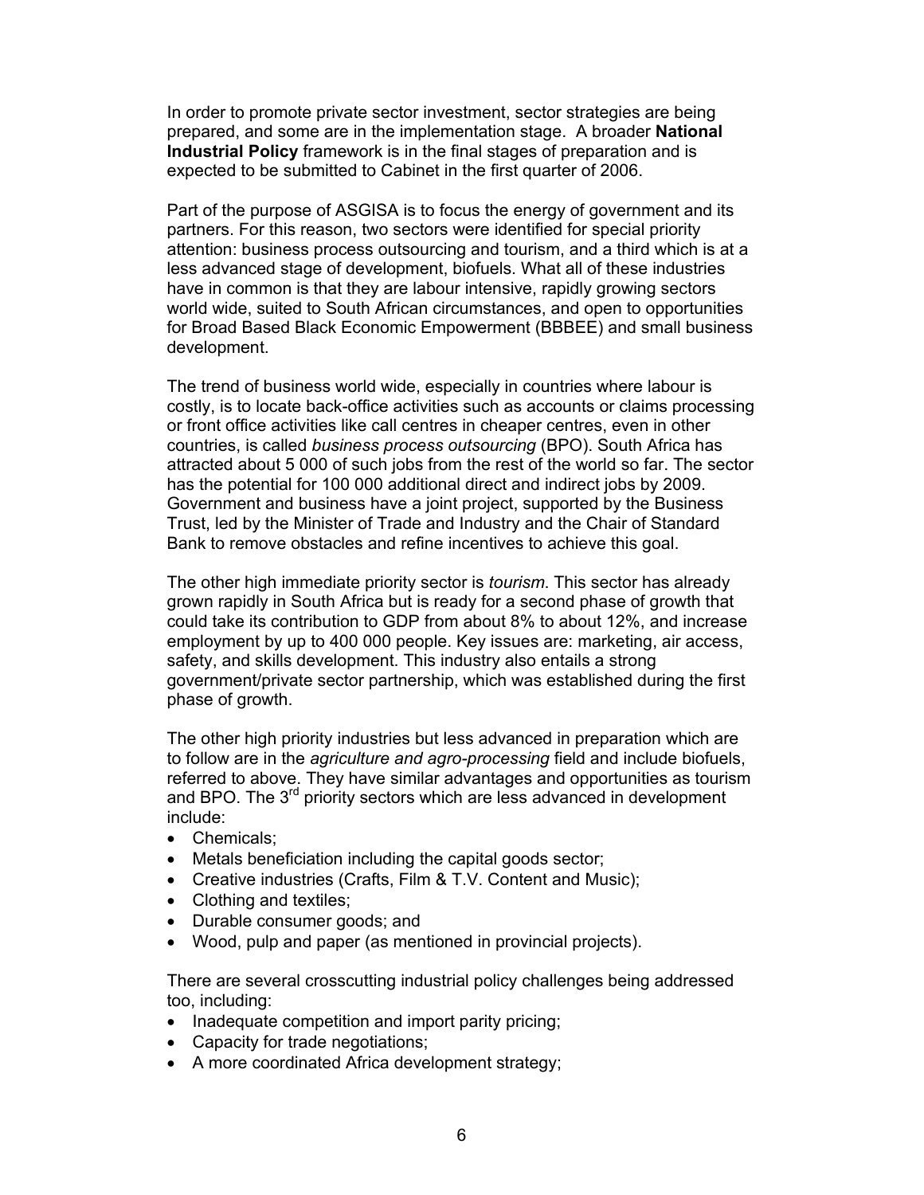In order to promote private sector investment, sector strategies are being prepared, and some are in the implementation stage. A broader **National Industrial Policy** framework is in the final stages of preparation and is expected to be submitted to Cabinet in the first quarter of 2006.

Part of the purpose of ASGISA is to focus the energy of government and its partners. For this reason, two sectors were identified for special priority attention: business process outsourcing and tourism, and a third which is at a less advanced stage of development, biofuels. What all of these industries have in common is that they are labour intensive, rapidly growing sectors world wide, suited to South African circumstances, and open to opportunities for Broad Based Black Economic Empowerment (BBBEE) and small business development.

The trend of business world wide, especially in countries where labour is costly, is to locate back-office activities such as accounts or claims processing or front office activities like call centres in cheaper centres, even in other countries, is called *business process outsourcing* (BPO). South Africa has attracted about 5 000 of such jobs from the rest of the world so far. The sector has the potential for 100 000 additional direct and indirect jobs by 2009. Government and business have a joint project, supported by the Business Trust, led by the Minister of Trade and Industry and the Chair of Standard Bank to remove obstacles and refine incentives to achieve this goal.

The other high immediate priority sector is *tourism*. This sector has already grown rapidly in South Africa but is ready for a second phase of growth that could take its contribution to GDP from about 8% to about 12%, and increase employment by up to 400 000 people. Key issues are: marketing, air access, safety, and skills development. This industry also entails a strong government/private sector partnership, which was established during the first phase of growth.

The other high priority industries but less advanced in preparation which are to follow are in the *agriculture and agro-processing* field and include biofuels, referred to above. They have similar advantages and opportunities as tourism and BPO. The 3rd priority sectors which are less advanced in development include:

- Chemicals;
- Metals beneficiation including the capital goods sector;
- Creative industries (Crafts, Film & T.V. Content and Music);
- Clothing and textiles;
- Durable consumer goods; and
- Wood, pulp and paper (as mentioned in provincial projects).

There are several crosscutting industrial policy challenges being addressed too, including:

- Inadequate competition and import parity pricing;
- Capacity for trade negotiations;
- A more coordinated Africa development strategy;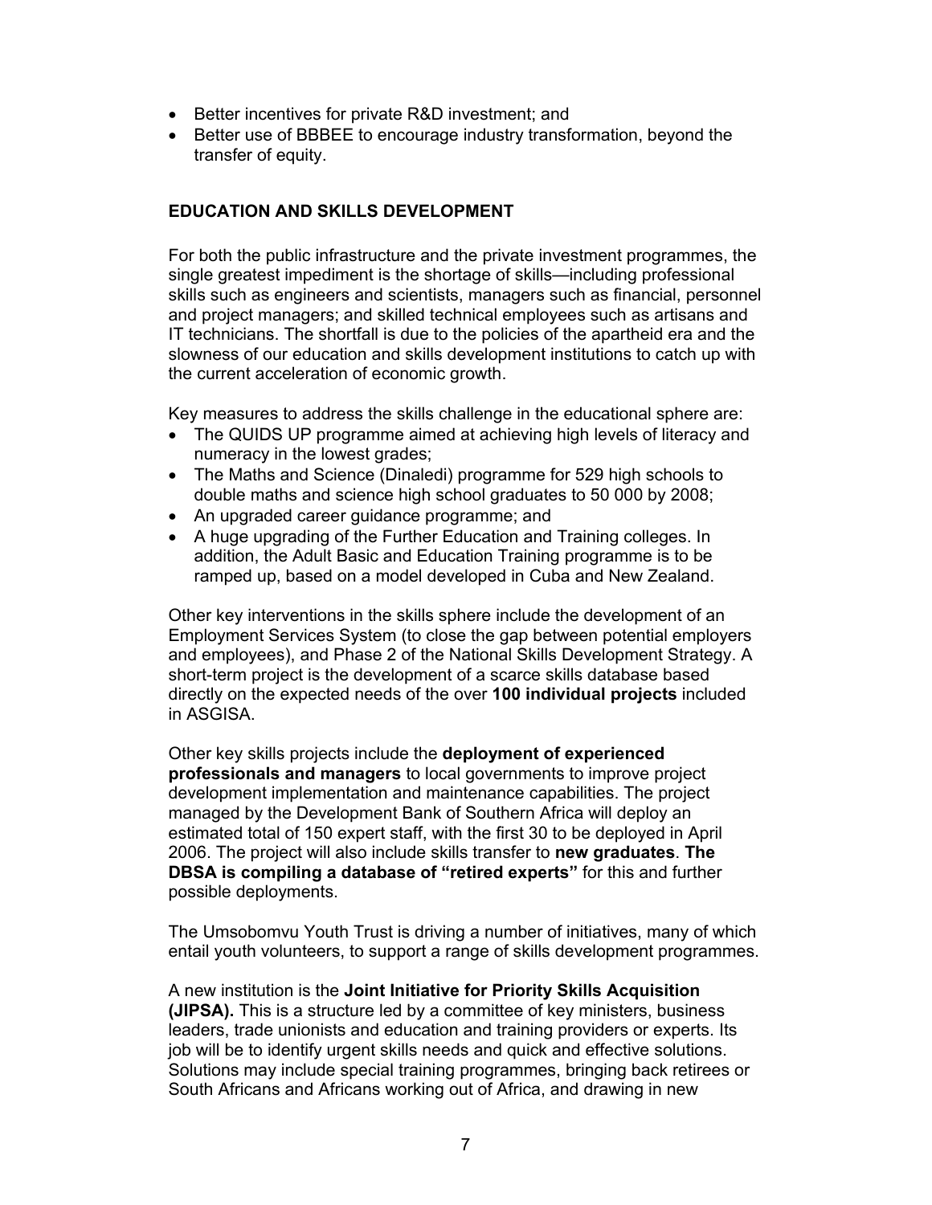- Better incentives for private R&D investment; and
- Better use of BBBEE to encourage industry transformation, beyond the transfer of equity.

## EDUCATION AND SKILLS DEVELOPMENT

For both the public infrastructure and the private investment programmes, the single greatest impediment is the shortage of skills—including professional skills such as engineers and scientists, managers such as financial, personnel and project managers; and skilled technical employees such as artisans and IT technicians. The shortfall is due to the policies of the apartheid era and the slowness of our education and skills development institutions to catch up with the current acceleration of economic growth.

Key measures to address the skills challenge in the educational sphere are:

- The QUIDS UP programme aimed at achieving high levels of literacy and numeracy in the lowest grades;
- The Maths and Science (Dinaledi) programme for 529 high schools to double maths and science high school graduates to 50 000 by 2008;
- An upgraded career guidance programme; and
- A huge upgrading of the Further Education and Training colleges. In addition, the Adult Basic and Education Training programme is to be ramped up, based on a model developed in Cuba and New Zealand.

Other key interventions in the skills sphere include the development of an Employment Services System (to close the gap between potential employers and employees), and Phase 2 of the National Skills Development Strategy. A short-term project is the development of a scarce skills database based directly on the expected needs of the over **100 individual projects** included in ASGISA.

Other key skills projects include the **deployment of experienced professionals and managers** to local governments to improve project development implementation and maintenance capabilities. The project managed by the Development Bank of Southern Africa will deploy an estimated total of 150 expert staff, with the first 30 to be deployed in April 2006. The project will also include skills transfer to **new graduates**. **The DBSA is compiling a database of "retired experts"** for this and further possible deployments.

The Umsobomvu Youth Trust is driving a number of initiatives, many of which entail youth volunteers, to support a range of skills development programmes.

A new institution is the **Joint Initiative for Priority Skills Acquisition (JIPSA).** This is a structure led by a committee of key ministers, business leaders, trade unionists and education and training providers or experts. Its job will be to identify urgent skills needs and quick and effective solutions. Solutions may include special training programmes, bringing back retirees or South Africans and Africans working out of Africa, and drawing in new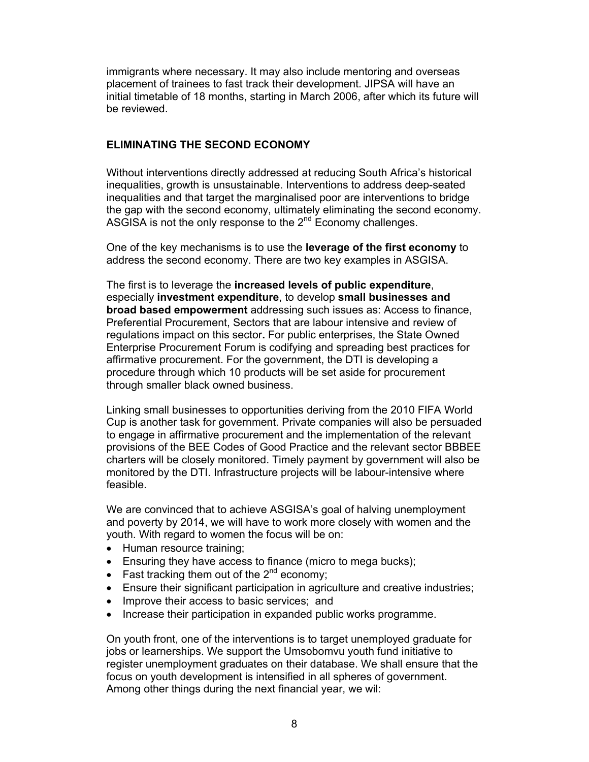immigrants where necessary. It may also include mentoring and overseas placement of trainees to fast track their development. JIPSA will have an initial timetable of 18 months, starting in March 2006, after which its future will be reviewed.

## ELIMINATING THE SECOND ECONOMY

Without interventions directly addressed at reducing South Africa's historical inequalities, growth is unsustainable. Interventions to address deep-seated inequalities and that target the marginalised poor are interventions to bridge the gap with the second economy, ultimately eliminating the second economy. ASGISA is not the only response to the 2nd Economy challenges.

One of the key mechanisms is to use the **leverage of the first economy** to address the second economy. There are two key examples in ASGISA.

The first is to leverage the **increased levels of public expenditure**, especially **investment expenditure**, to develop **small businesses and broad based empowerment** addressing such issues as: Access to finance, Preferential Procurement, Sectors that are labour intensive and review of regulations impact on this sector**.** For public enterprises, the State Owned Enterprise Procurement Forum is codifying and spreading best practices for affirmative procurement. For the government, the DTI is developing a procedure through which 10 products will be set aside for procurement through smaller black owned business.

Linking small businesses to opportunities deriving from the 2010 FIFA World Cup is another task for government. Private companies will also be persuaded to engage in affirmative procurement and the implementation of the relevant provisions of the BEE Codes of Good Practice and the relevant sector BBBEE charters will be closely monitored. Timely payment by government will also be monitored by the DTI. Infrastructure projects will be labour-intensive where feasible.

We are convinced that to achieve ASGISA's goal of halving unemployment and poverty by 2014, we will have to work more closely with women and the youth. With regard to women the focus will be on:

- Human resource training;
- Ensuring they have access to finance (micro to mega bucks);
- Fast tracking them out of the 2nd economy;
- Ensure their significant participation in agriculture and creative industries;
- Improve their access to basic services; and
- Increase their participation in expanded public works programme.

On youth front, one of the interventions is to target unemployed graduate for jobs or learnerships. We support the Umsobomvu youth fund initiative to register unemployment graduates on their database. We shall ensure that the focus on youth development is intensified in all spheres of government. Among other things during the next financial year, we wil: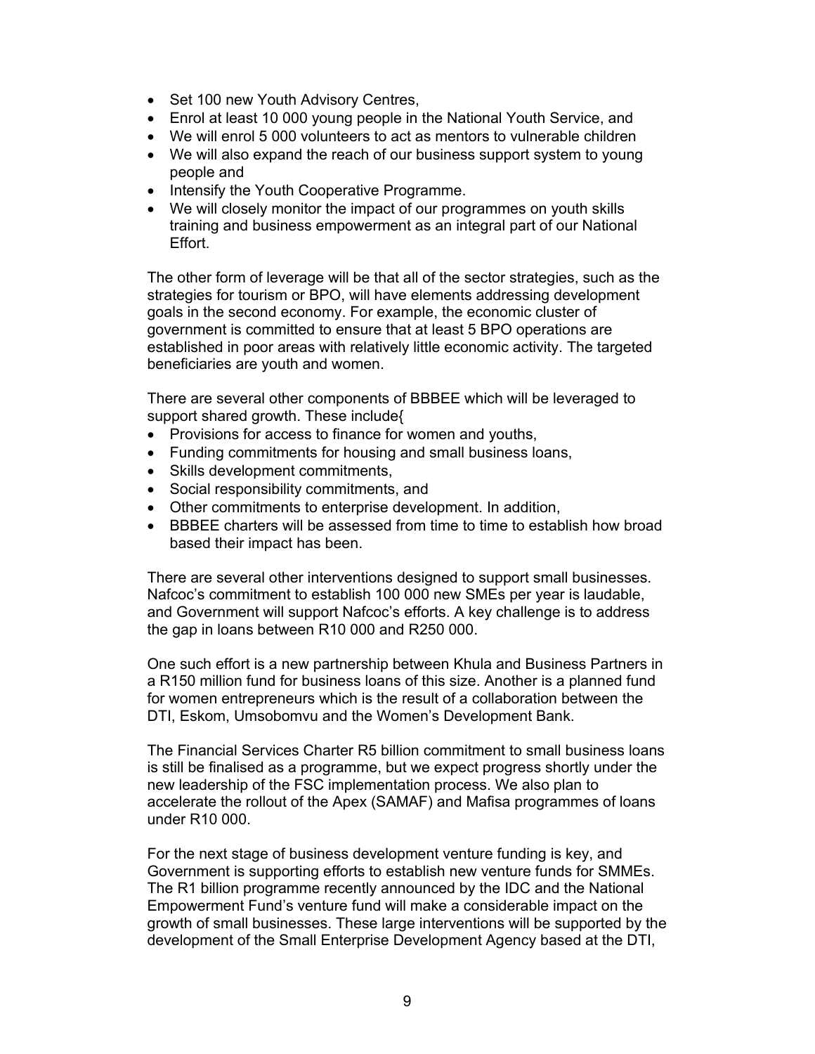- Set 100 new Youth Advisory Centres,
- Enrol at least 10 000 young people in the National Youth Service, and
- We will enrol 5 000 volunteers to act as mentors to vulnerable children
- We will also expand the reach of our business support system to young people and
- Intensify the Youth Cooperative Programme.
- We will closely monitor the impact of our programmes on youth skills training and business empowerment as an integral part of our National Effort.

The other form of leverage will be that all of the sector strategies, such as the strategies for tourism or BPO, will have elements addressing development goals in the second economy. For example, the economic cluster of government is committed to ensure that at least 5 BPO operations are established in poor areas with relatively little economic activity. The targeted beneficiaries are youth and women.

There are several other components of BBBEE which will be leveraged to support shared growth. These include{

- Provisions for access to finance for women and youths,
- Funding commitments for housing and small business loans,
- Skills development commitments,
- Social responsibility commitments, and
- Other commitments to enterprise development. In addition,
- BBBEE charters will be assessed from time to time to establish how broad based their impact has been.

There are several other interventions designed to support small businesses. Nafcoc's commitment to establish 100 000 new SMEs per year is laudable, and Government will support Nafcoc's efforts. A key challenge is to address the gap in loans between R10 000 and R250 000.

One such effort is a new partnership between Khula and Business Partners in a R150 million fund for business loans of this size. Another is a planned fund for women entrepreneurs which is the result of a collaboration between the DTI, Eskom, Umsobomvu and the Women's Development Bank.

The Financial Services Charter R5 billion commitment to small business loans is still be finalised as a programme, but we expect progress shortly under the new leadership of the FSC implementation process. We also plan to accelerate the rollout of the Apex (SAMAF) and Mafisa programmes of loans under R10 000.

For the next stage of business development venture funding is key, and Government is supporting efforts to establish new venture funds for SMMEs. The R1 billion programme recently announced by the IDC and the National Empowerment Fund's venture fund will make a considerable impact on the growth of small businesses. These large interventions will be supported by the development of the Small Enterprise Development Agency based at the DTI,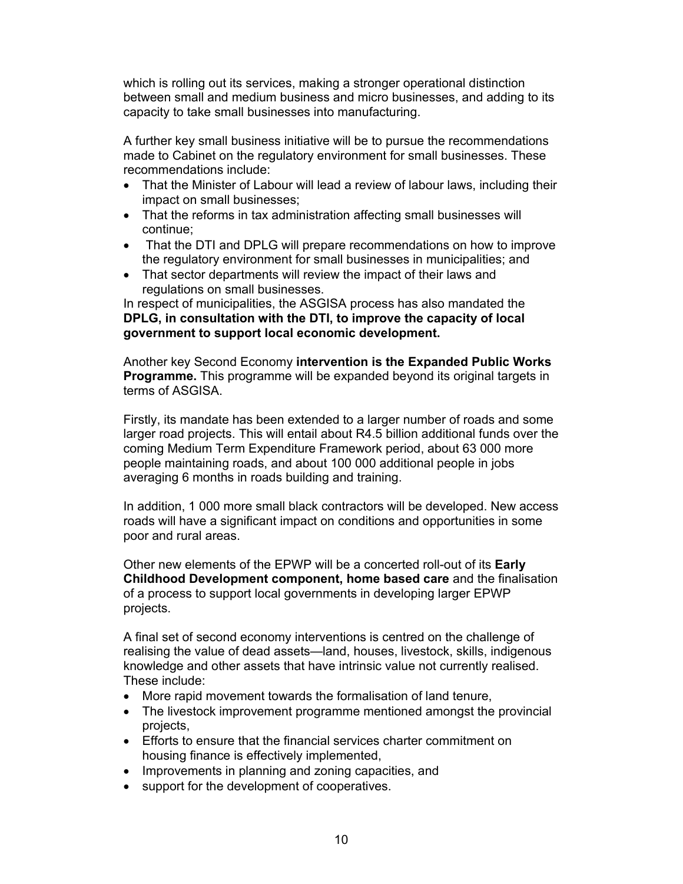which is rolling out its services, making a stronger operational distinction between small and medium business and micro businesses, and adding to its capacity to take small businesses into manufacturing.

A further key small business initiative will be to pursue the recommendations made to Cabinet on the regulatory environment for small businesses. These recommendations include:

- That the Minister of Labour will lead a review of labour laws, including their impact on small businesses;
- That the reforms in tax administration affecting small businesses will continue;
- That the DTI and DPLG will prepare recommendations on how to improve the regulatory environment for small businesses in municipalities; and
- That sector departments will review the impact of their laws and regulations on small businesses.

In respect of municipalities, the ASGISA process has also mandated the **DPLG, in consultation with the DTI, to improve the capacity of local government to support local economic development.**

Another key Second Economy **intervention is the Expanded Public Works Programme.** This programme will be expanded beyond its original targets in terms of ASGISA.

Firstly, its mandate has been extended to a larger number of roads and some larger road projects. This will entail about R4.5 billion additional funds over the coming Medium Term Expenditure Framework period, about 63 000 more people maintaining roads, and about 100 000 additional people in jobs averaging 6 months in roads building and training.

In addition, 1 000 more small black contractors will be developed. New access roads will have a significant impact on conditions and opportunities in some poor and rural areas.

Other new elements of the EPWP will be a concerted roll-out of its **Early Childhood Development component, home based care** and the finalisation of a process to support local governments in developing larger EPWP projects.

A final set of second economy interventions is centred on the challenge of realising the value of dead assets—land, houses, livestock, skills, indigenous knowledge and other assets that have intrinsic value not currently realised. These include:

- More rapid movement towards the formalisation of land tenure,
- The livestock improvement programme mentioned amongst the provincial projects,
- Efforts to ensure that the financial services charter commitment on housing finance is effectively implemented,
- Improvements in planning and zoning capacities, and
- support for the development of cooperatives.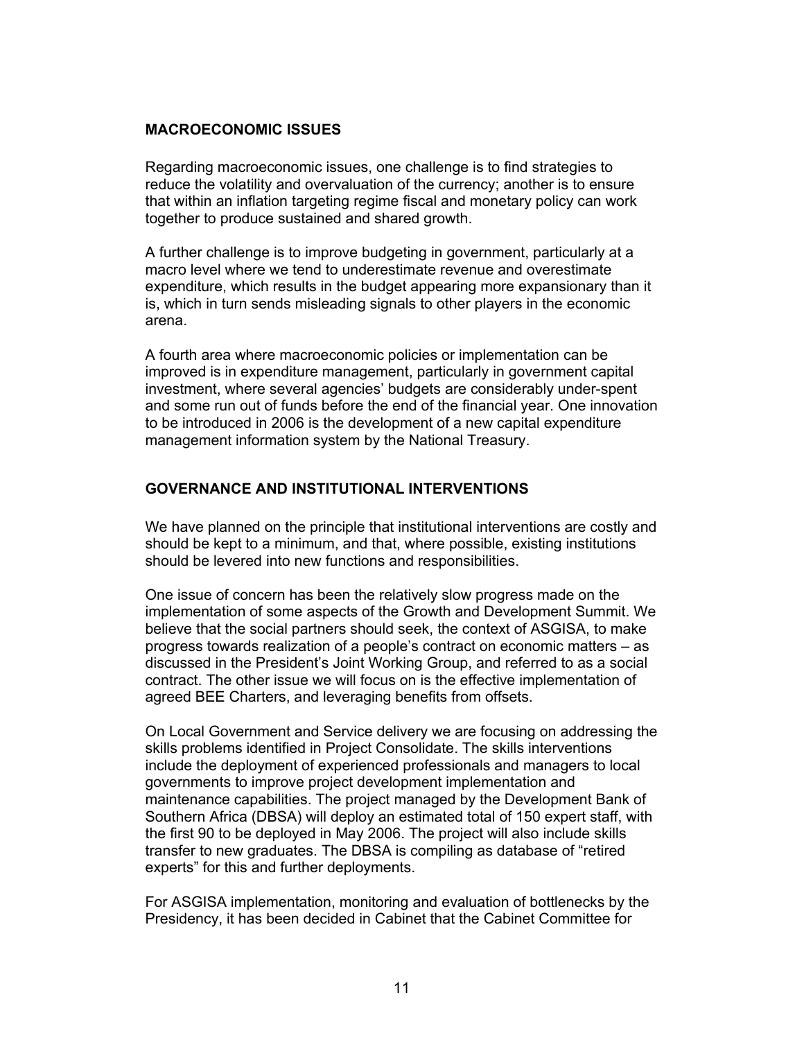## MACROECONOMIC ISSUES

Regarding macroeconomic issues, one challenge is to find strategies to reduce the volatility and overvaluation of the currency; another is to ensure that within an inflation targeting regime fiscal and monetary policy can work together to produce sustained and shared growth.

A further challenge is to improve budgeting in government, particularly at a macro level where we tend to underestimate revenue and overestimate expenditure, which results in the budget appearing more expansionary than it is, which in turn sends misleading signals to other players in the economic arena.

A fourth area where macroeconomic policies or implementation can be improved is in expenditure management, particularly in government capital investment, where several agencies' budgets are considerably under-spent and some run out of funds before the end of the financial year. One innovation to be introduced in 2006 is the development of a new capital expenditure management information system by the National Treasury.

## GOVERNANCE AND INSTITUTIONAL INTERVENTIONS

We have planned on the principle that institutional interventions are costly and should be kept to a minimum, and that, where possible, existing institutions should be levered into new functions and responsibilities.

One issue of concern has been the relatively slow progress made on the implementation of some aspects of the Growth and Development Summit. We believe that the social partners should seek, the context of ASGISA, to make progress towards realization of a people's contract on economic matters – as discussed in the President's Joint Working Group, and referred to as a social contract. The other issue we will focus on is the effective implementation of agreed BEE Charters, and leveraging benefits from offsets.

On Local Government and Service delivery we are focusing on addressing the skills problems identified in Project Consolidate. The skills interventions include the deployment of experienced professionals and managers to local governments to improve project development implementation and maintenance capabilities. The project managed by the Development Bank of Southern Africa (DBSA) will deploy an estimated total of 150 expert staff, with the first 90 to be deployed in May 2006. The project will also include skills transfer to new graduates. The DBSA is compiling as database of "retired experts" for this and further deployments.

For ASGISA implementation, monitoring and evaluation of bottlenecks by the Presidency, it has been decided in Cabinet that the Cabinet Committee for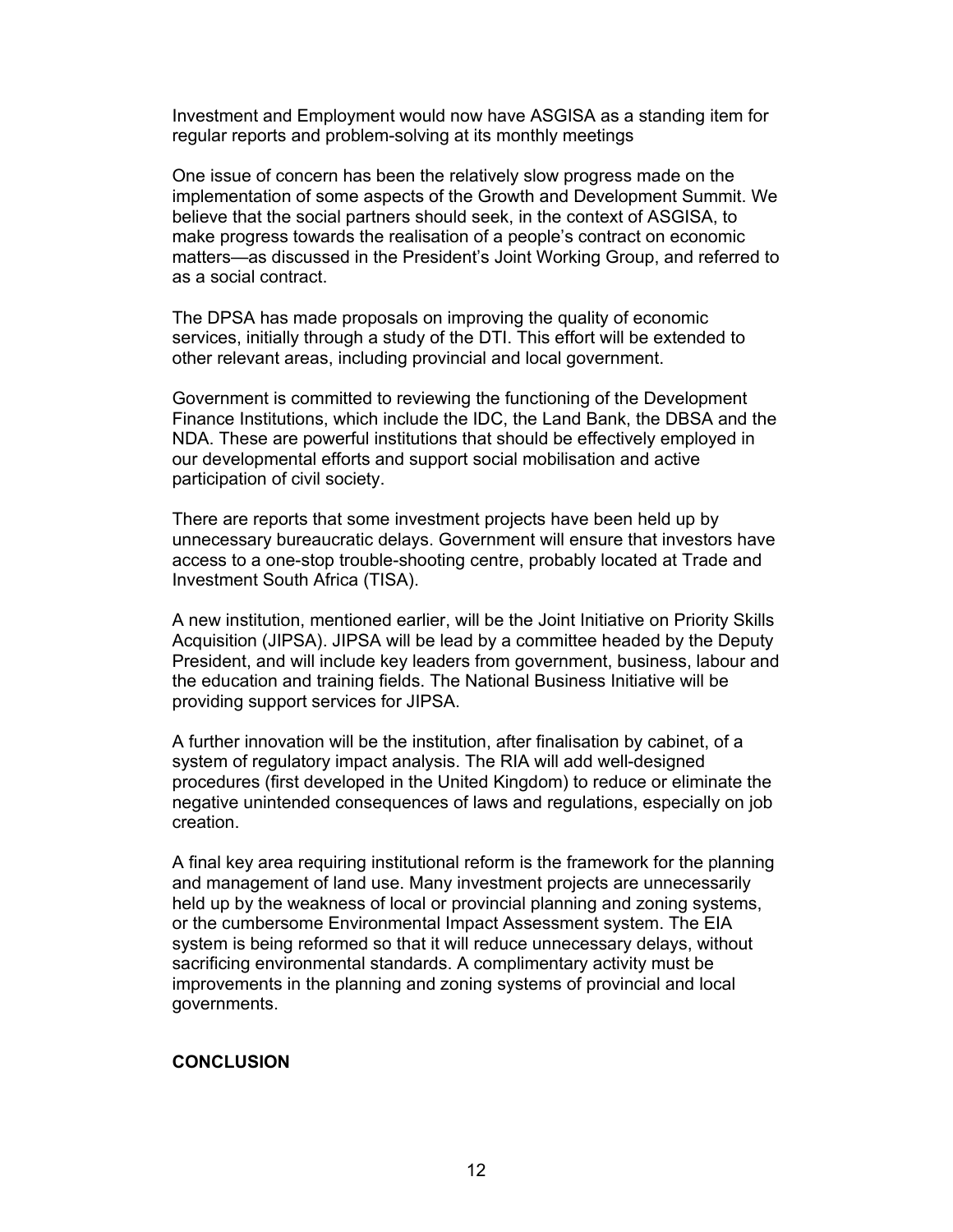Investment and Employment would now have ASGISA as a standing item for regular reports and problem-solving at its monthly meetings

One issue of concern has been the relatively slow progress made on the implementation of some aspects of the Growth and Development Summit. We believe that the social partners should seek, in the context of ASGISA, to make progress towards the realisation of a people's contract on economic matters—as discussed in the President's Joint Working Group, and referred to as a social contract.

The DPSA has made proposals on improving the quality of economic services, initially through a study of the DTI. This effort will be extended to other relevant areas, including provincial and local government.

Government is committed to reviewing the functioning of the Development Finance Institutions, which include the IDC, the Land Bank, the DBSA and the NDA. These are powerful institutions that should be effectively employed in our developmental efforts and support social mobilisation and active participation of civil society.

There are reports that some investment projects have been held up by unnecessary bureaucratic delays. Government will ensure that investors have access to a one-stop trouble-shooting centre, probably located at Trade and Investment South Africa (TISA).

A new institution, mentioned earlier, will be the Joint Initiative on Priority Skills Acquisition (JIPSA). JIPSA will be lead by a committee headed by the Deputy President, and will include key leaders from government, business, labour and the education and training fields. The National Business Initiative will be providing support services for JIPSA.

A further innovation will be the institution, after finalisation by cabinet, of a system of regulatory impact analysis. The RIA will add well-designed procedures (first developed in the United Kingdom) to reduce or eliminate the negative unintended consequences of laws and regulations, especially on job creation.

A final key area requiring institutional reform is the framework for the planning and management of land use. Many investment projects are unnecessarily held up by the weakness of local or provincial planning and zoning systems, or the cumbersome Environmental Impact Assessment system. The EIA system is being reformed so that it will reduce unnecessary delays, without sacrificing environmental standards. A complimentary activity must be improvements in the planning and zoning systems of provincial and local governments.

**CONCLUSION**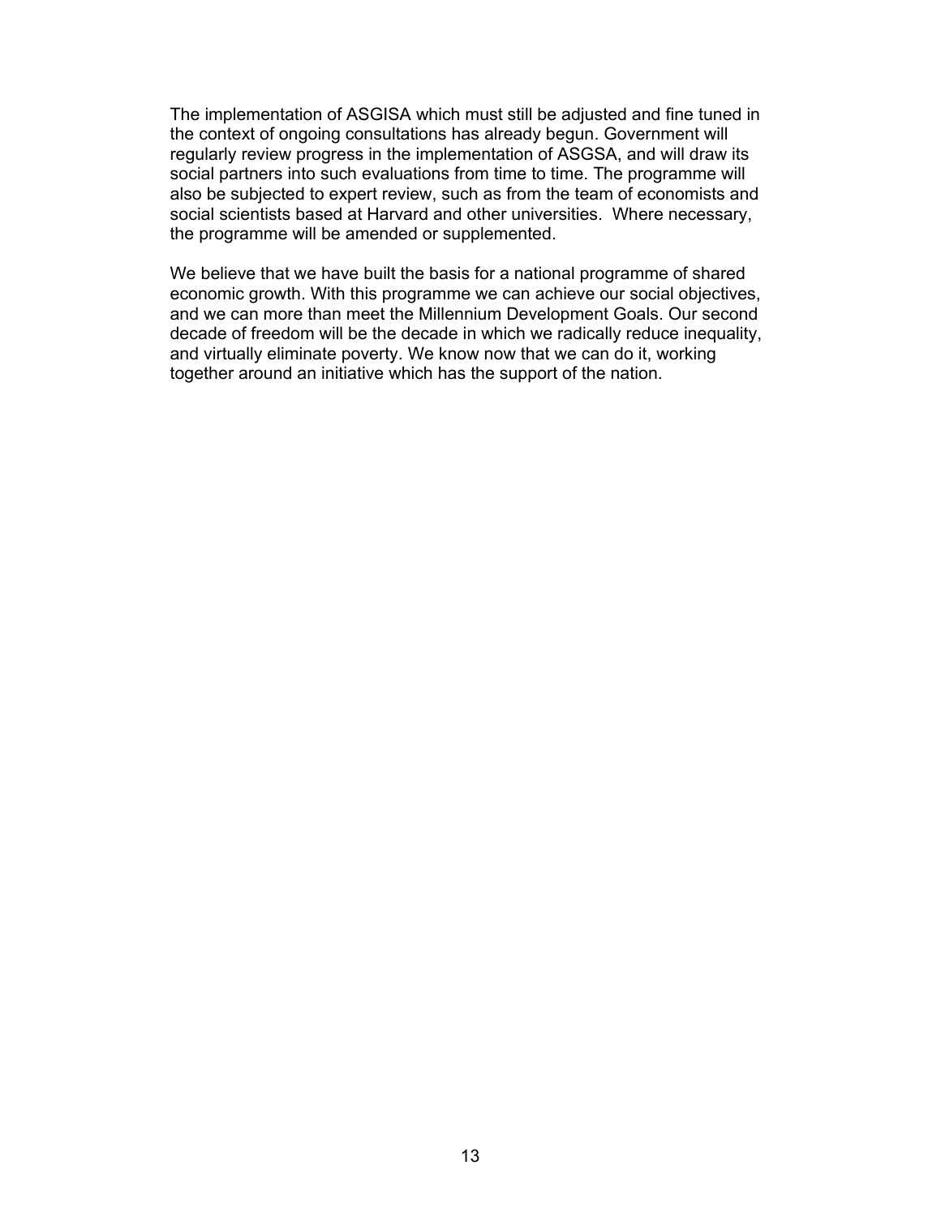The implementation of ASGISA which must still be adjusted and fine tuned in the context of ongoing consultations has already begun. Government will regularly review progress in the implementation of ASGSA, and will draw its social partners into such evaluations from time to time. The programme will also be subjected to expert review, such as from the team of economists and social scientists based at Harvard and other universities. Where necessary, the programme will be amended or supplemented.

We believe that we have built the basis for a national programme of shared economic growth. With this programme we can achieve our social objectives, and we can more than meet the Millennium Development Goals. Our second decade of freedom will be the decade in which we radically reduce inequality, and virtually eliminate poverty. We know now that we can do it, working together around an initiative which has the support of the nation.